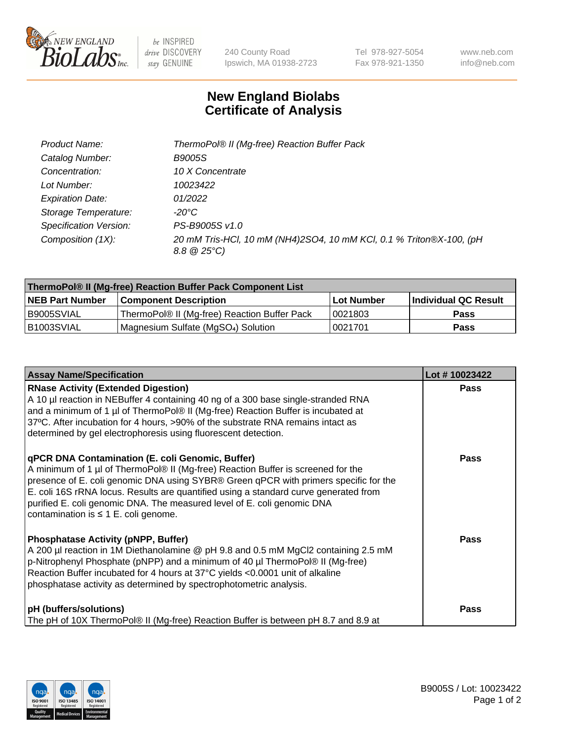# New England Biolabs
# Certificate of Analysis

| | |
|---|---|
| *Product Name:* | *ThermoPol® II (Mg-free) Reaction Buffer Pack* |
| *Catalog Number:* | *B9005S* |
| *Concentration:* | *10 X Concentrate* |
| *Lot Number:* | *10023422* |
| *Expiration Date:* | *01/2022* |
| *Storage Temperature:* | *-20°C* |
| *Specification Version:* | *PS-B9005S v1.0* |
| *Composition (1X):* | *20 mM Tris-HCl, 10 mM (NH4)2SO4, 10 mM KCl, 0.1 % Triton®X-100, (pH 8.8 @ 25°C)* |

| **ThermoPol® II (Mg-free) Reaction Buffer Pack Component List** | | | |
|---|---|---|---|
| **NEB Part Number** | **Component Description** | **Lot Number** | **Individual QC Result** |
| B9005SVIAL | ThermoPol® II (Mg-free) Reaction Buffer Pack | 0021803 | **Pass** |
| B1003SVIAL | Magnesium Sulfate ($MgSO_4$) Solution | 0021701 | **Pass** |

| **Assay Name/Specification** | **Lot # 10023422** |
|---|---|
| **RNase Activity (Extended Digestion)**<br>A 10 µl reaction in NEBuffer 4 containing 40 ng of a 300 base single-stranded RNA and a minimum of 1 µl of ThermoPol® II (Mg-free) Reaction Buffer is incubated at 37ºC. After incubation for 4 hours, >90% of the substrate RNA remains intact as determined by gel electrophoresis using fluorescent detection. | **Pass** |
| **qPCR DNA Contamination (E. coli Genomic, Buffer)**<br>A minimum of 1 µl of ThermoPol® II (Mg-free) Reaction Buffer is screened for the presence of E. coli genomic DNA using SYBR® Green qPCR with primers specific for the E. coli 16S rRNA locus. Results are quantified using a standard curve generated from purified E. coli genomic DNA. The measured level of E. coli genomic DNA contamination is ≤ 1 E. coli genome. | **Pass** |
| **Phosphatase Activity (pNPP, Buffer)**<br>A 200 µl reaction in 1M Diethanolamine @ pH 9.8 and 0.5 mM MgCl2 containing 2.5 mM p-Nitrophenyl Phosphate (pNPP) and a minimum of 40 µl ThermoPol® II (Mg-free) Reaction Buffer incubated for 4 hours at 37°C yields <0.0001 unit of alkaline phosphatase activity as determined by spectrophotometric analysis. | **Pass** |
| **pH (buffers/solutions)**<br>The pH of 10X ThermoPol® II (Mg-free) Reaction Buffer is between pH 8.7 and 8.9 at | **Pass** |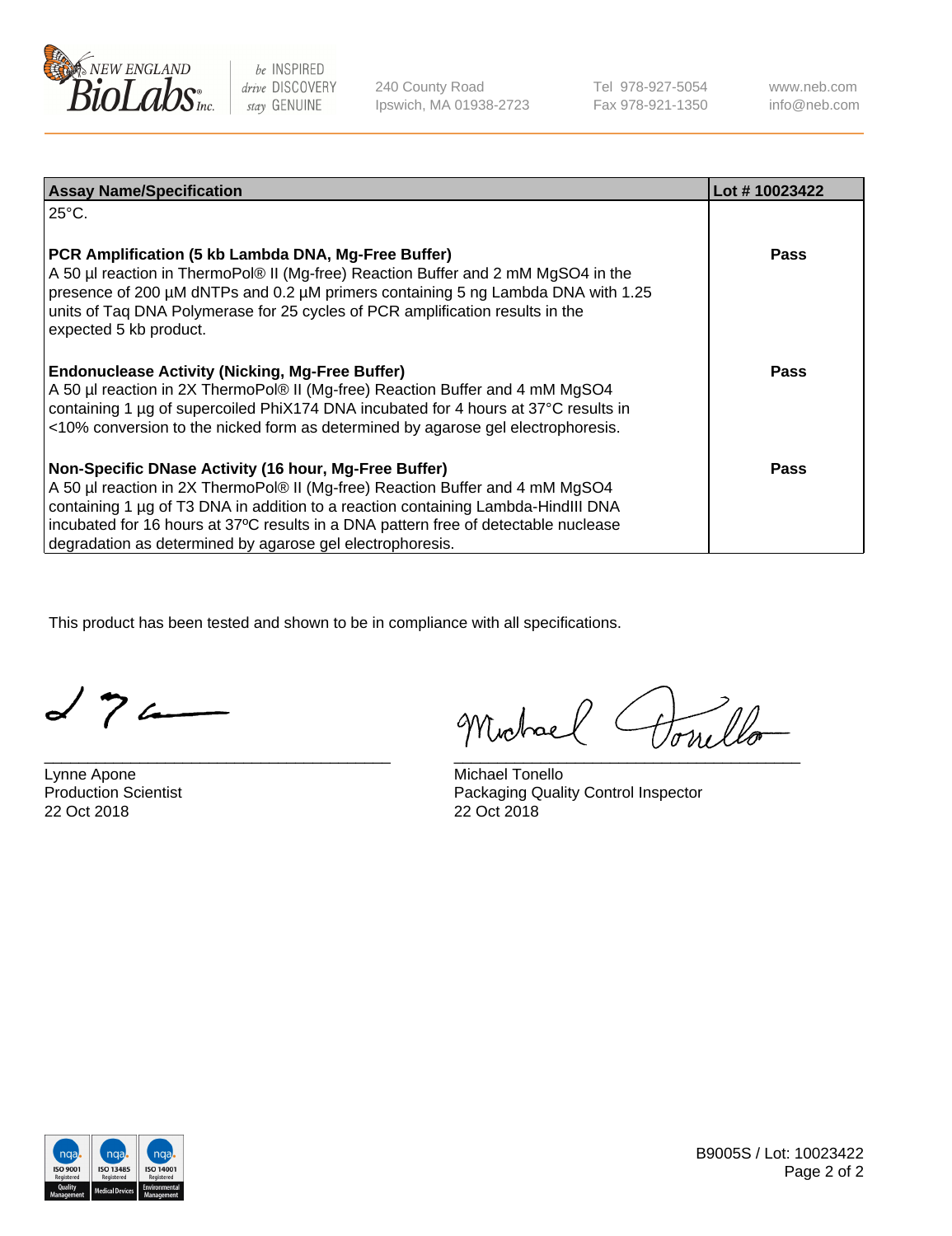| Assay Name/Specification | Lot # 10023422 |
|---|---|
| 25°C. | |
| **PCR Amplification (5 kb Lambda DNA, Mg-Free Buffer)**<br>A 50 µl reaction in ThermoPol® II (Mg-free) Reaction Buffer and 2 mM $MgSO_4$ in the presence of 200 µM dNTPs and 0.2 µM primers containing 5 ng Lambda DNA with 1.25 units of Taq DNA Polymerase for 25 cycles of PCR amplification results in the expected 5 kb product. | **Pass** |
| **Endonuclease Activity (Nicking, Mg-Free Buffer)**<br>A 50 µl reaction in 2X ThermoPol® II (Mg-free) Reaction Buffer and 4 mM $MgSO_4$ containing 1 µg of supercoiled PhiX174 DNA incubated for 4 hours at 37°C results in <10% conversion to the nicked form as determined by agarose gel electrophoresis. | **Pass** |
| **Non-Specific DNase Activity (16 hour, Mg-Free Buffer)**<br>A 50 µl reaction in 2X ThermoPol® II (Mg-free) Reaction Buffer and 4 mM $MgSO_4$ containing 1 µg of T3 DNA in addition to a reaction containing Lambda-HindIII DNA incubated for 16 hours at 37ºC results in a DNA pattern free of detectable nuclease degradation as determined by agarose gel electrophoresis. | **Pass** |

This product has been tested and shown to be in compliance with all specifications.

Lynne Apone
Production Scientist
22 Oct 2018

Michael Tonello
Packaging Quality Control Inspector
22 Oct 2018

B9005S / Lot: 10023422